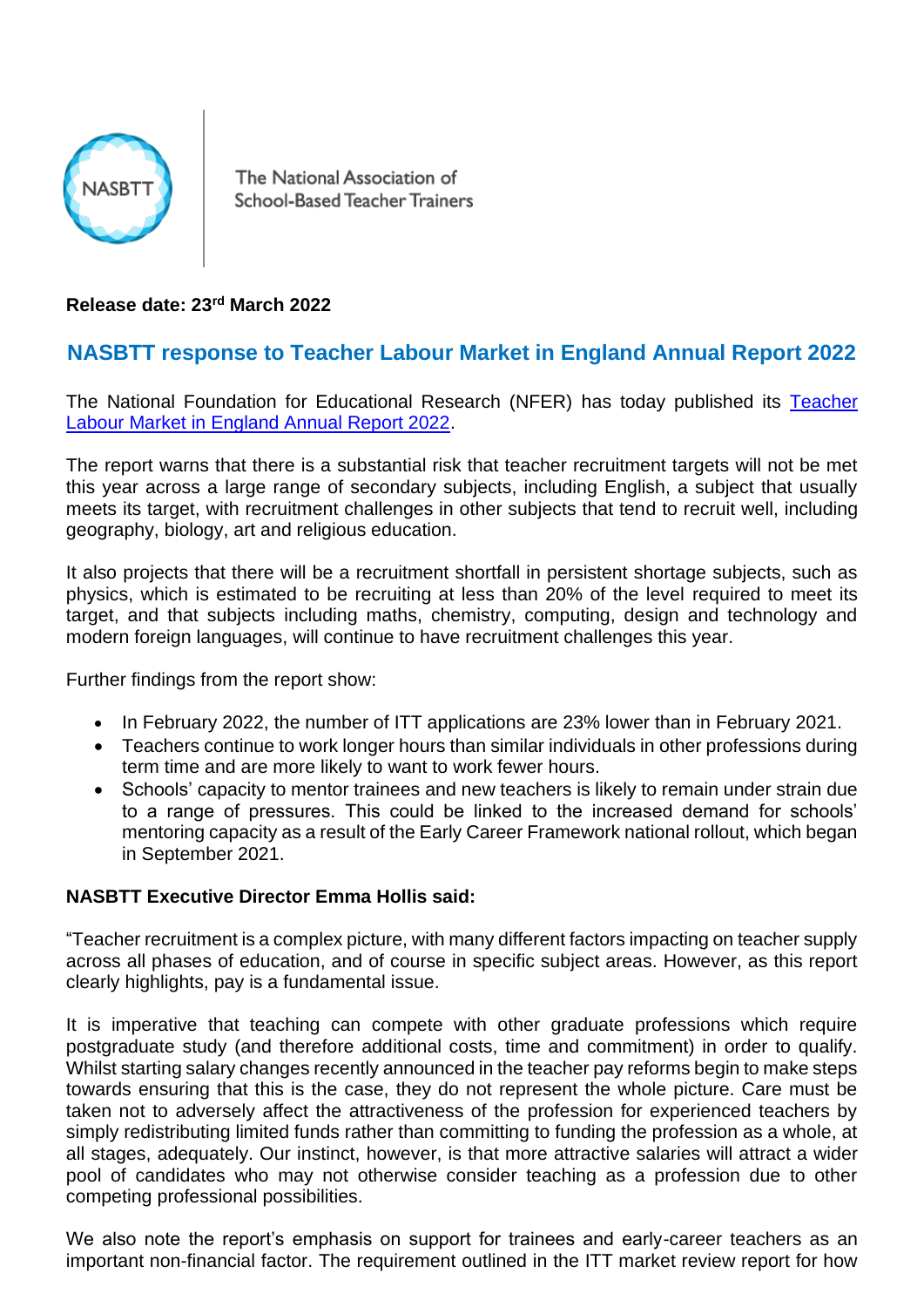The National Association of School-Based Teacher Trainers

**Release date: 23rd March 2022**

## NASBTT response to Teacher Labour Market in England Annual Report 2022

The National Foundation for Educational Research (NFER) has today published its [Teacher Labour Market in England Annual Report 2022](#).

The report warns that there is a substantial risk that teacher recruitment targets will not be met this year across a large range of secondary subjects, including English, a subject that usually meets its target, with recruitment challenges in other subjects that tend to recruit well, including geography, biology, art and religious education.

It also projects that there will be a recruitment shortfall in persistent shortage subjects, such as physics, which is estimated to be recruiting at less than 20% of the level required to meet its target, and that subjects including maths, chemistry, computing, design and technology and modern foreign languages, will continue to have recruitment challenges this year.

Further findings from the report show:

- In February 2022, the number of ITT applications are 23% lower than in February 2021.
- Teachers continue to work longer hours than similar individuals in other professions during term time and are more likely to want to work fewer hours.
- Schools' capacity to mentor trainees and new teachers is likely to remain under strain due to a range of pressures. This could be linked to the increased demand for schools' mentoring capacity as a result of the Early Career Framework national rollout, which began in September 2021.

**NASBTT Executive Director Emma Hollis said:**

"Teacher recruitment is a complex picture, with many different factors impacting on teacher supply across all phases of education, and of course in specific subject areas. However, as this report clearly highlights, pay is a fundamental issue.

It is imperative that teaching can compete with other graduate professions which require postgraduate study (and therefore additional costs, time and commitment) in order to qualify. Whilst starting salary changes recently announced in the teacher pay reforms begin to make steps towards ensuring that this is the case, they do not represent the whole picture. Care must be taken not to adversely affect the attractiveness of the profession for experienced teachers by simply redistributing limited funds rather than committing to funding the profession as a whole, at all stages, adequately. Our instinct, however, is that more attractive salaries will attract a wider pool of candidates who may not otherwise consider teaching as a profession due to other competing professional possibilities.

We also note the report's emphasis on support for trainees and early-career teachers as an important non-financial factor. The requirement outlined in the ITT market review report for how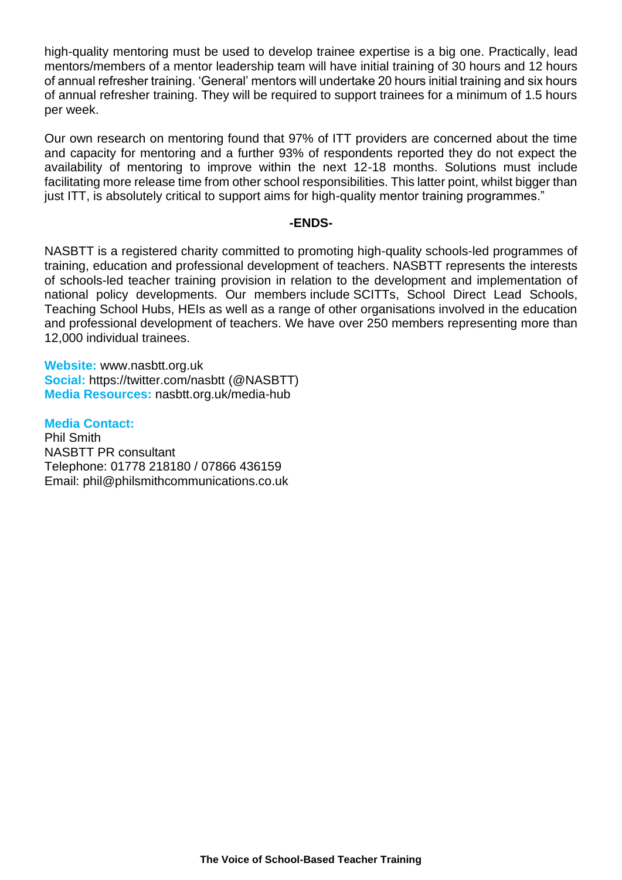high-quality mentoring must be used to develop trainee expertise is a big one. Practically, lead mentors/members of a mentor leadership team will have initial training of 30 hours and 12 hours of annual refresher training. 'General' mentors will undertake 20 hours initial training and six hours of annual refresher training. They will be required to support trainees for a minimum of 1.5 hours per week.

Our own research on mentoring found that 97% of ITT providers are concerned about the time and capacity for mentoring and a further 93% of respondents reported they do not expect the availability of mentoring to improve within the next 12-18 months. Solutions must include facilitating more release time from other school responsibilities. This latter point, whilst bigger than just ITT, is absolutely critical to support aims for high-quality mentor training programmes."

**-ENDS-**

NASBTT is a registered charity committed to promoting high-quality schools-led programmes of training, education and professional development of teachers. NASBTT represents the interests of schools-led teacher training provision in relation to the development and implementation of national policy developments. Our members include SCITTs, School Direct Lead Schools, Teaching School Hubs, HEIs as well as a range of other organisations involved in the education and professional development of teachers. We have over 250 members representing more than 12,000 individual trainees.

**Website:** www.nasbtt.org.uk
**Social:** https://twitter.com/nasbtt (@NASBTT)
**Media Resources:** nasbtt.org.uk/media-hub

**Media Contact:**
Phil Smith
NASBTT PR consultant
Telephone: 01778 218180 / 07866 436159
Email: phil@philsmithcommunications.co.uk